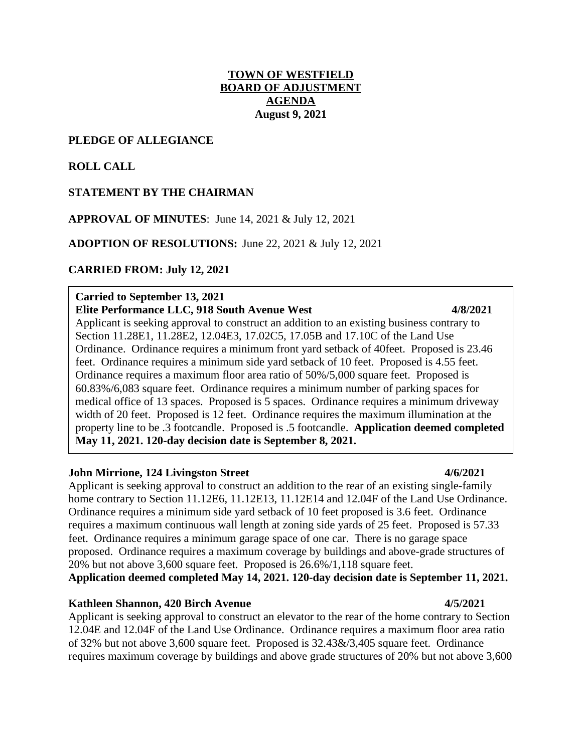**TOWN OF WESTFIELD**
**BOARD OF ADJUSTMENT**
**AGENDA**
**August 9, 2021**

**PLEDGE OF ALLEGIANCE**

**ROLL CALL**

**STATEMENT BY THE CHAIRMAN**

**APPROVAL OF MINUTES**: June 14, 2021 & July 12, 2021

**ADOPTION OF RESOLUTIONS:** June 22, 2021 & July 12, 2021

**CARRIED FROM: July 12, 2021**

**Carried to September 13, 2021**
**Elite Performance LLC, 918 South Avenue West 4/8/2021**
Applicant is seeking approval to construct an addition to an existing business contrary to Section 11.28E1, 11.28E2, 12.04E3, 17.02C5, 17.05B and 17.10C of the Land Use Ordinance. Ordinance requires a minimum front yard setback of 40feet. Proposed is 23.46 feet. Ordinance requires a minimum side yard setback of 10 feet. Proposed is 4.55 feet. Ordinance requires a maximum floor area ratio of 50%/5,000 square feet. Proposed is 60.83%/6,083 square feet. Ordinance requires a minimum number of parking spaces for medical office of 13 spaces. Proposed is 5 spaces. Ordinance requires a minimum driveway width of 20 feet. Proposed is 12 feet. Ordinance requires the maximum illumination at the property line to be .3 footcandle. Proposed is .5 footcandle. **Application deemed completed May 11, 2021. 120-day decision date is September 8, 2021.**

**John Mirrione, 124 Livingston Street 4/6/2021**
Applicant is seeking approval to construct an addition to the rear of an existing single-family home contrary to Section 11.12E6, 11.12E13, 11.12E14 and 12.04F of the Land Use Ordinance. Ordinance requires a minimum side yard setback of 10 feet proposed is 3.6 feet. Ordinance requires a maximum continuous wall length at zoning side yards of 25 feet. Proposed is 57.33 feet. Ordinance requires a minimum garage space of one car. There is no garage space proposed. Ordinance requires a maximum coverage by buildings and above-grade structures of 20% but not above 3,600 square feet. Proposed is 26.6%/1,118 square feet.
**Application deemed completed May 14, 2021. 120-day decision date is September 11, 2021.**

**Kathleen Shannon, 420 Birch Avenue 4/5/2021**
Applicant is seeking approval to construct an elevator to the rear of the home contrary to Section 12.04E and 12.04F of the Land Use Ordinance. Ordinance requires a maximum floor area ratio of 32% but not above 3,600 square feet. Proposed is 32.43&/3,405 square feet. Ordinance requires maximum coverage by buildings and above grade structures of 20% but not above 3,600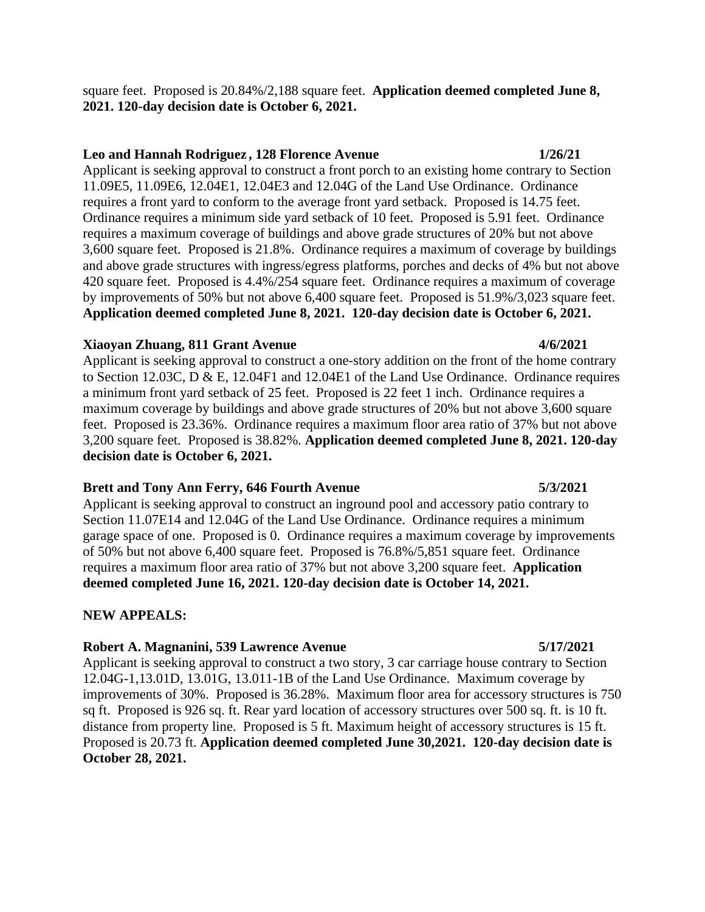square feet. Proposed is 20.84%/2,188 square feet. **Application deemed completed June 8, 2021. 120-day decision date is October 6, 2021.**

**Leo and Hannah Rodriguez, 128 Florence Avenue 1/26/21**

Applicant is seeking approval to construct a front porch to an existing home contrary to Section 11.09E5, 11.09E6, 12.04E1, 12.04E3 and 12.04G of the Land Use Ordinance. Ordinance requires a front yard to conform to the average front yard setback. Proposed is 14.75 feet. Ordinance requires a minimum side yard setback of 10 feet. Proposed is 5.91 feet. Ordinance requires a maximum coverage of buildings and above grade structures of 20% but not above 3,600 square feet. Proposed is 21.8%. Ordinance requires a maximum of coverage by buildings and above grade structures with ingress/egress platforms, porches and decks of 4% but not above 420 square feet. Proposed is 4.4%/254 square feet. Ordinance requires a maximum of coverage by improvements of 50% but not above 6,400 square feet. Proposed is 51.9%/3,023 square feet. **Application deemed completed June 8, 2021. 120-day decision date is October 6, 2021.**

**Xiaoyan Zhuang, 811 Grant Avenue 4/6/2021**

Applicant is seeking approval to construct a one-story addition on the front of the home contrary to Section 12.03C, D & E, 12.04F1 and 12.04E1 of the Land Use Ordinance. Ordinance requires a minimum front yard setback of 25 feet. Proposed is 22 feet 1 inch. Ordinance requires a maximum coverage by buildings and above grade structures of 20% but not above 3,600 square feet. Proposed is 23.36%. Ordinance requires a maximum floor area ratio of 37% but not above 3,200 square feet. Proposed is 38.82%. **Application deemed completed June 8, 2021. 120-day decision date is October 6, 2021.**

**Brett and Tony Ann Ferry, 646 Fourth Avenue 5/3/2021**

Applicant is seeking approval to construct an inground pool and accessory patio contrary to Section 11.07E14 and 12.04G of the Land Use Ordinance. Ordinance requires a minimum garage space of one. Proposed is 0. Ordinance requires a maximum coverage by improvements of 50% but not above 6,400 square feet. Proposed is 76.8%/5,851 square feet. Ordinance requires a maximum floor area ratio of 37% but not above 3,200 square feet. **Application deemed completed June 16, 2021. 120-day decision date is October 14, 2021.**

**NEW APPEALS:**

**Robert A. Magnanini, 539 Lawrence Avenue 5/17/2021**

Applicant is seeking approval to construct a two story, 3 car carriage house contrary to Section 12.04G-1,13.01D, 13.01G, 13.011-1B of the Land Use Ordinance. Maximum coverage by improvements of 30%. Proposed is 36.28%. Maximum floor area for accessory structures is 750 sq ft. Proposed is 926 sq. ft. Rear yard location of accessory structures over 500 sq. ft. is 10 ft. distance from property line. Proposed is 5 ft. Maximum height of accessory structures is 15 ft. Proposed is 20.73 ft. **Application deemed completed June 30,2021. 120-day decision date is October 28, 2021.**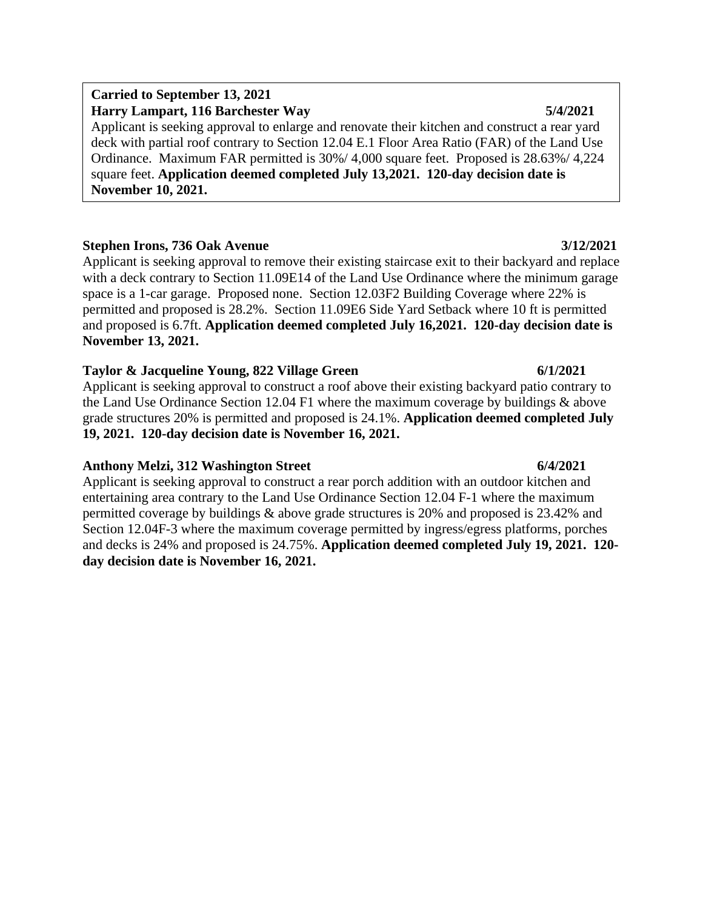**Carried to September 13, 2021**
**Harry Lampart, 116 Barchester Way** **5/4/2021**
Applicant is seeking approval to enlarge and renovate their kitchen and construct a rear yard deck with partial roof contrary to Section 12.04 E.1 Floor Area Ratio (FAR) of the Land Use Ordinance. Maximum FAR permitted is 30%/ 4,000 square feet. Proposed is 28.63%/ 4,224 square feet. **Application deemed completed July 13,2021. 120-day decision date is November 10, 2021.**

**Stephen Irons, 736 Oak Avenue** **3/12/2021**
Applicant is seeking approval to remove their existing staircase exit to their backyard and replace with a deck contrary to Section 11.09E14 of the Land Use Ordinance where the minimum garage space is a 1-car garage. Proposed none. Section 12.03F2 Building Coverage where 22% is permitted and proposed is 28.2%. Section 11.09E6 Side Yard Setback where 10 ft is permitted and proposed is 6.7ft. **Application deemed completed July 16,2021. 120-day decision date is November 13, 2021.**

**Taylor & Jacqueline Young, 822 Village Green** **6/1/2021**
Applicant is seeking approval to construct a roof above their existing backyard patio contrary to the Land Use Ordinance Section 12.04 F1 where the maximum coverage by buildings & above grade structures 20% is permitted and proposed is 24.1%. **Application deemed completed July 19, 2021. 120-day decision date is November 16, 2021.**

**Anthony Melzi, 312 Washington Street** **6/4/2021**
Applicant is seeking approval to construct a rear porch addition with an outdoor kitchen and entertaining area contrary to the Land Use Ordinance Section 12.04 F-1 where the maximum permitted coverage by buildings & above grade structures is 20% and proposed is 23.42% and Section 12.04F-3 where the maximum coverage permitted by ingress/egress platforms, porches and decks is 24% and proposed is 24.75%. **Application deemed completed July 19, 2021. 120-day decision date is November 16, 2021.**